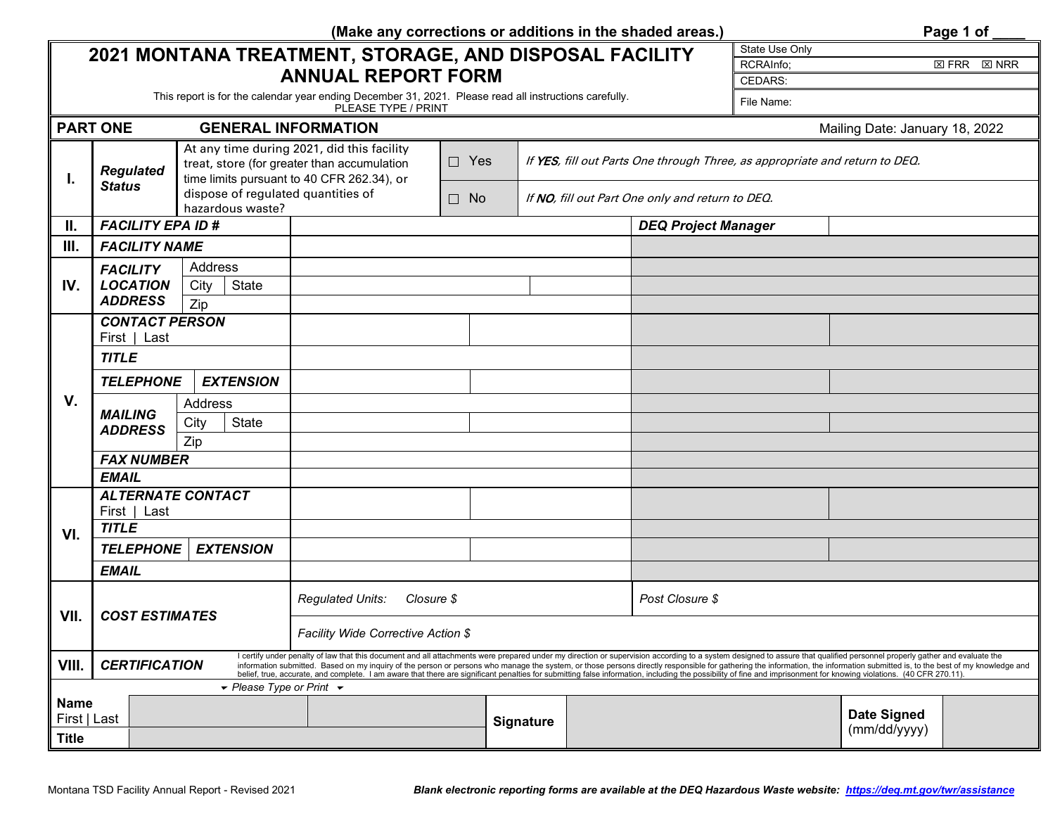(Make any corrections or additions in the shaded areas.)

Page 1 of ____

# 2021 MONTANA TREATMENT, STORAGE, AND DISPOSAL FACILITY ANNUAL REPORT FORM

This report is for the calendar year ending December 31, 2021. Please read all instructions carefully.
PLEASE TYPE / PRINT

| State Use Only | |
|---|---|
| RCRAInfo; | ☒ FRR ☒ NRR |
| CEDARS: | |
| File Name: | |

## PART ONE GENERAL INFORMATION

Mailing Date: January 18, 2022

| | | | | | |
|---|---|---|---|---|---|
| I. | *Regulated Status* | At any time during 2021, did this facility treat, store (for greater than accumulation time limits pursuant to 40 CFR 262.34), or dispose of regulated quantities of hazardous waste? | ☐ Yes | *If **YES**, fill out Parts One through Three, as appropriate and return to DEQ.* | |
| | | | ☐ No | *If **NO**, fill out Part One only and return to DEQ.* | |
| II. | ***FACILITY EPA ID #*** | | | ***DEQ Project Manager*** | |
| III. | ***FACILITY NAME*** | | | | |
| IV. | ***FACILITY LOCATION ADDRESS*** | Address | | | |
| | | City / State | | | |
| | | Zip | | | |
| V. | ***CONTACT PERSON*** First \| Last | | | | |
| | ***TITLE*** | | | | |
| | ***TELEPHONE*** / ***EXTENSION*** | | | | |
| | ***MAILING ADDRESS*** | Address | | | |
| | | City / State | | | |
| | | Zip | | | |
| | ***FAX NUMBER*** | | | | |
| | ***EMAIL*** | | | | |
| VI. | ***ALTERNATE CONTACT*** First \| Last | | | | |
| | ***TITLE*** | | | | |
| | ***TELEPHONE*** / ***EXTENSION*** | | | | |
| | ***EMAIL*** | | | | |
| VII. | ***COST ESTIMATES*** | *Regulated Units: Closure $* | | *Post Closure $* | |
| | | *Facility Wide Corrective Action $* | | | |
| VIII. | ***CERTIFICATION*** | I certify under penalty of law that this document and all attachments were prepared under my direction or supervision according to a system designed to assure that qualified personnel properly gather and evaluate the information submitted. Based on my inquiry of the person or persons who manage the system, or those persons directly responsible for gathering the information, the information submitted is, to the best of my knowledge and belief, true, accurate, and complete. I am aware that there are significant penalties for submitting false information, including the possibility of fine and imprisonment for knowing violations. (40 CFR 270.11). | | | |

*Please Type or Print*

| **Name** First \| Last | | | **Signature** | | **Date Signed** (mm/dd/yyyy) | |
|---|---|---|---|---|---|---|
| **Title** | | | | | | |

Montana TSD Facility Annual Report - Revised 2021

***Blank electronic reporting forms are available at the DEQ Hazardous Waste website: https://deq.mt.gov/twr/assistance***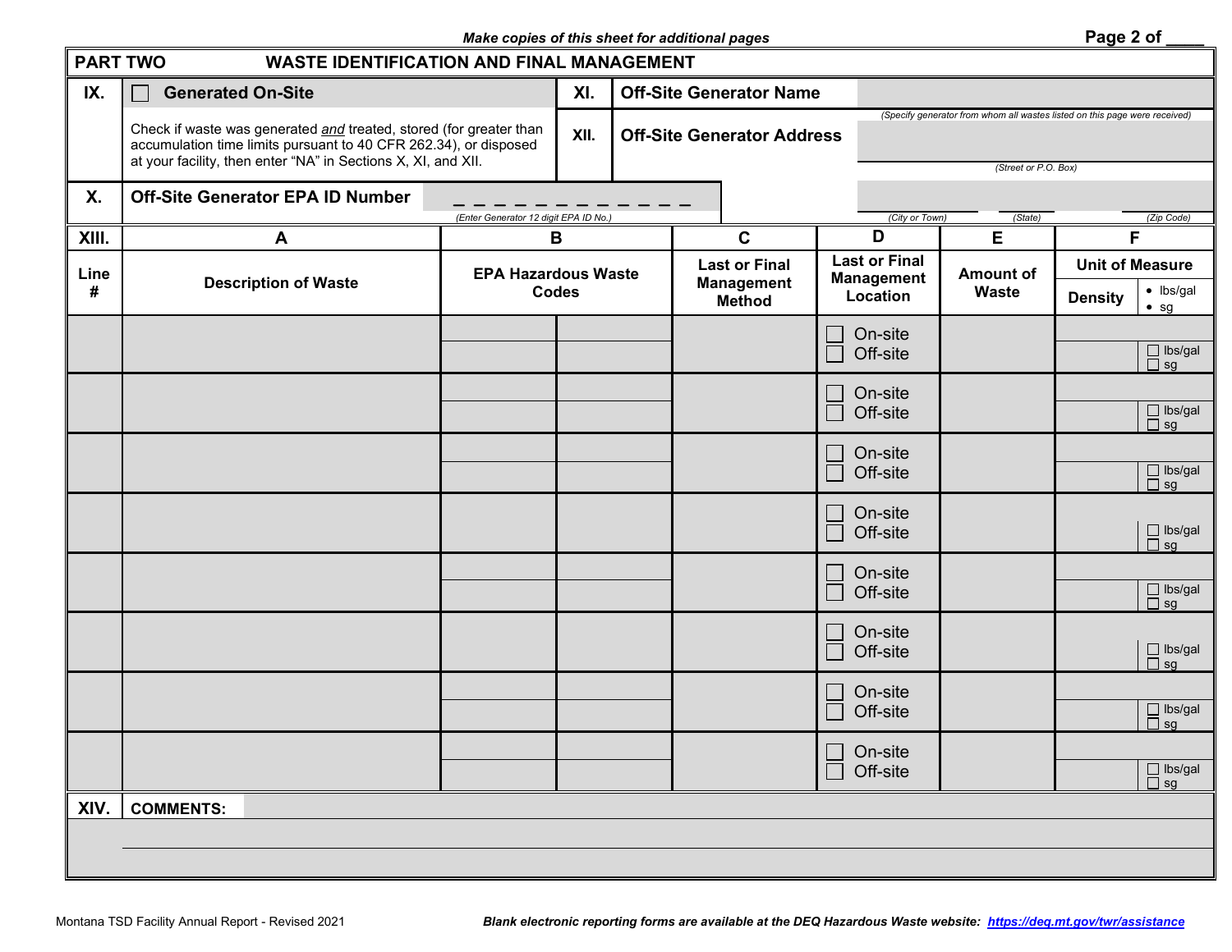*Make copies of this sheet for additional pages*

Page 2 of ____

## PART TWO WASTE IDENTIFICATION AND FINAL MANAGEMENT

**IX.** ☐ **Generated On-Site**

Check if waste was generated *and* treated, stored (for greater than accumulation time limits pursuant to 40 CFR 262.34), or disposed at your facility, then enter "NA" in Sections X, XI, and XII.

**X. Off-Site Generator EPA ID Number** _ _ _ _ _ _ _ _ _ _ _ _

(Enter Generator 12 digit EPA ID No.)

**XI. Off-Site Generator Name** ______________________

(Specify generator from whom all wastes listed on this page were received)

**XII. Off-Site Generator Address** ______________________

(Street or P.O. Box)

______________ ______ ______

(City or Town) (State) (Zip Code)

**XIII.**

| Line # | A<br>Description of Waste | B<br>EPA Hazardous Waste Codes | | C<br>Last or Final Management Method | D<br>Last or Final Management Location | E<br>Amount of Waste | F<br>Unit of Measure | |
|---|---|---|---|---|---|---|---|---|
| | | | | | | | Density | • lbs/gal<br>• sg |
| | | | | | ☐ On-site<br>☐ Off-site | | | ☐ lbs/gal<br>☐ sg |
| | | | | | ☐ On-site<br>☐ Off-site | | | ☐ lbs/gal<br>☐ sg |
| | | | | | ☐ On-site<br>☐ Off-site | | | ☐ lbs/gal<br>☐ sg |
| | | | | | ☐ On-site<br>☐ Off-site | | | ☐ lbs/gal<br>☐ sg |
| | | | | | ☐ On-site<br>☐ Off-site | | | ☐ lbs/gal<br>☐ sg |
| | | | | | ☐ On-site<br>☐ Off-site | | | ☐ lbs/gal<br>☐ sg |
| | | | | | ☐ On-site<br>☐ Off-site | | | ☐ lbs/gal<br>☐ sg |
| | | | | | ☐ On-site<br>☐ Off-site | | | ☐ lbs/gal<br>☐ sg |

**XIV. COMMENTS:**

Montana TSD Facility Annual Report - Revised 2021

***Blank electronic reporting forms are available at the DEQ Hazardous Waste website: https://deq.mt.gov/twr/assistance***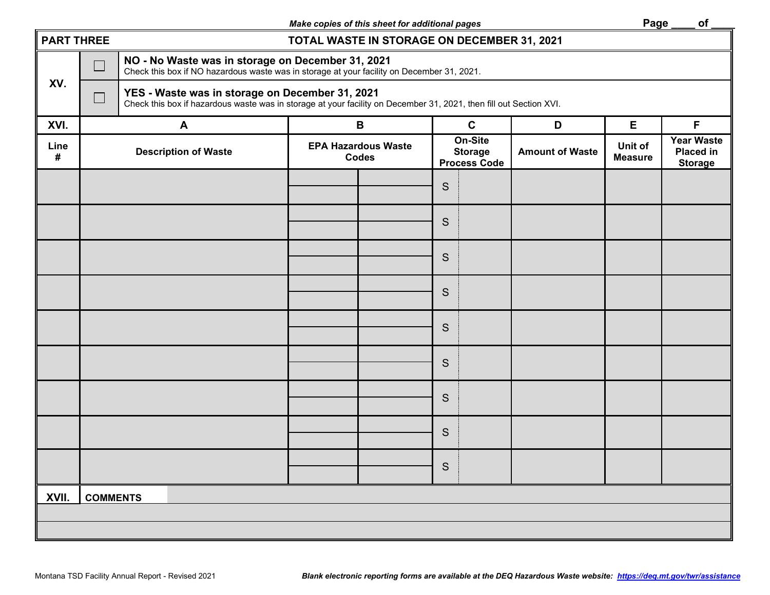*Make copies of this sheet for additional pages*

Page ____ of ____

## PART THREE — TOTAL WASTE IN STORAGE ON DECEMBER 31, 2021

| XV. | | |
|---|---|---|
| | ☐ | **NO - No Waste was in storage on December 31, 2021**<br>Check this box if NO hazardous waste was in storage at your facility on December 31, 2021. |
| | ☐ | **YES - Waste was in storage on December 31, 2021**<br>Check this box if hazardous waste was in storage at your facility on December 31, 2021, then fill out Section XVI. |

| XVI. | A | B | C | D | E | F |
|---|---|---|---|---|---|---|
| **Line #** | **Description of Waste** | **EPA Hazardous Waste Codes** | **On-Site Storage Process Code** | **Amount of Waste** | **Unit of Measure** | **Year Waste Placed in Storage** |
| | | | S | | | |
| | | | S | | | |
| | | | S | | | |
| | | | S | | | |
| | | | S | | | |
| | | | S | | | |
| | | | S | | | |
| | | | S | | | |
| | | | S | | | |

**XVII. COMMENTS**

Montana TSD Facility Annual Report - Revised 2021

*Blank electronic reporting forms are available at the DEQ Hazardous Waste website:* https://deq.mt.gov/twr/assistance